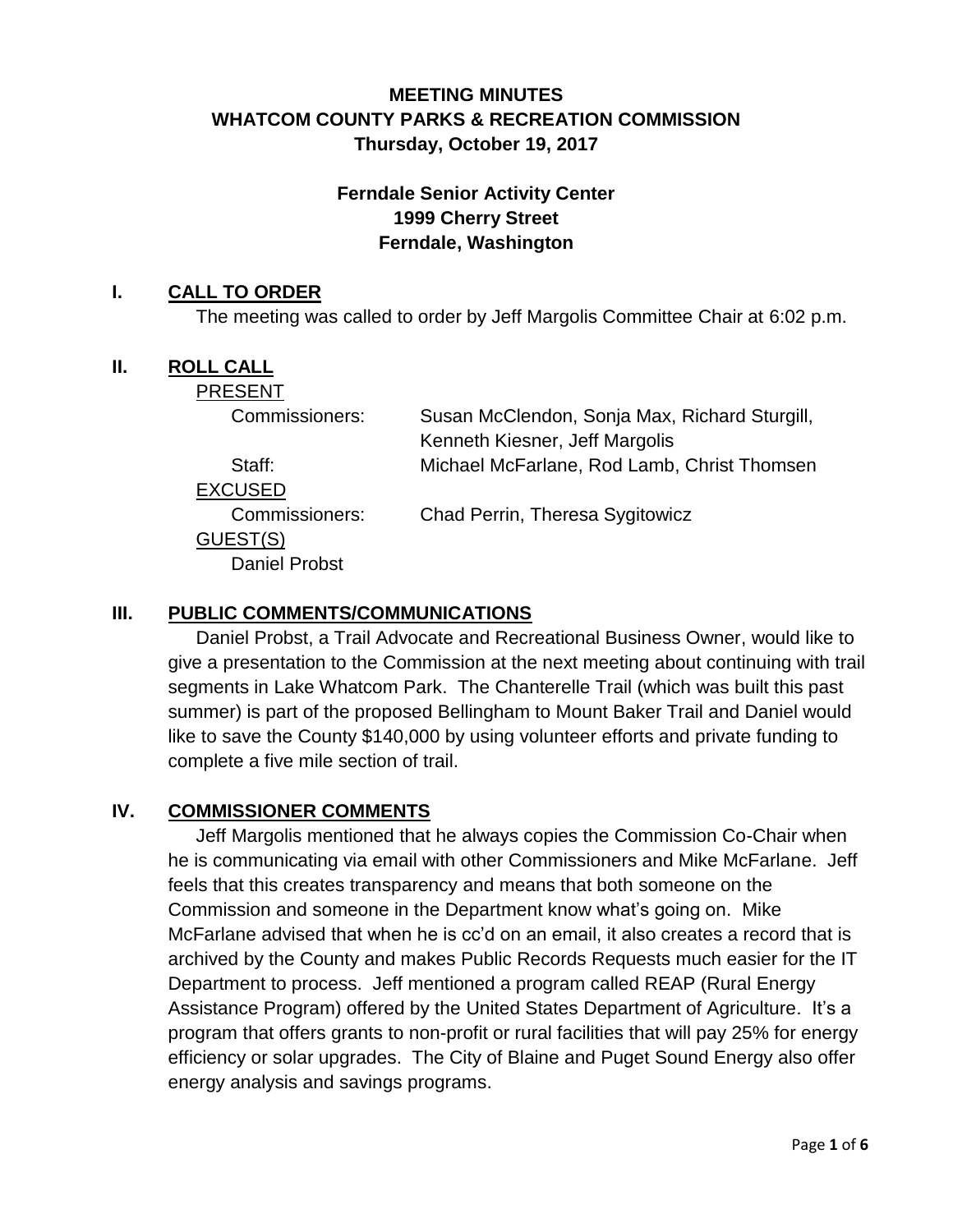# MEETING MINUTES
# WHATCOM COUNTY PARKS & RECREATION COMMISSION
**Thursday, October 19, 2017**

**Ferndale Senior Activity Center**
**1999 Cherry Street**
**Ferndale, Washington**

## I. CALL TO ORDER

The meeting was called to order by Jeff Margolis Committee Chair at 6:02 p.m.

## II. ROLL CALL

PRESENT

| | |
|---|---|
| Commissioners: | Susan McClendon, Sonja Max, Richard Sturgill, Kenneth Kiesner, Jeff Margolis |
| Staff: | Michael McFarlane, Rod Lamb, Christ Thomsen |

EXCUSED

| | |
|---|---|
| Commissioners: | Chad Perrin, Theresa Sygitowicz |

GUEST(S)

Daniel Probst

## III. PUBLIC COMMENTS/COMMUNICATIONS

Daniel Probst, a Trail Advocate and Recreational Business Owner, would like to give a presentation to the Commission at the next meeting about continuing with trail segments in Lake Whatcom Park. The Chanterelle Trail (which was built this past summer) is part of the proposed Bellingham to Mount Baker Trail and Daniel would like to save the County $140,000 by using volunteer efforts and private funding to complete a five mile section of trail.

## IV. COMMISSIONER COMMENTS

Jeff Margolis mentioned that he always copies the Commission Co-Chair when he is communicating via email with other Commissioners and Mike McFarlane. Jeff feels that this creates transparency and means that both someone on the Commission and someone in the Department know what's going on. Mike McFarlane advised that when he is cc'd on an email, it also creates a record that is archived by the County and makes Public Records Requests much easier for the IT Department to process. Jeff mentioned a program called REAP (Rural Energy Assistance Program) offered by the United States Department of Agriculture. It's a program that offers grants to non-profit or rural facilities that will pay 25% for energy efficiency or solar upgrades. The City of Blaine and Puget Sound Energy also offer energy analysis and savings programs.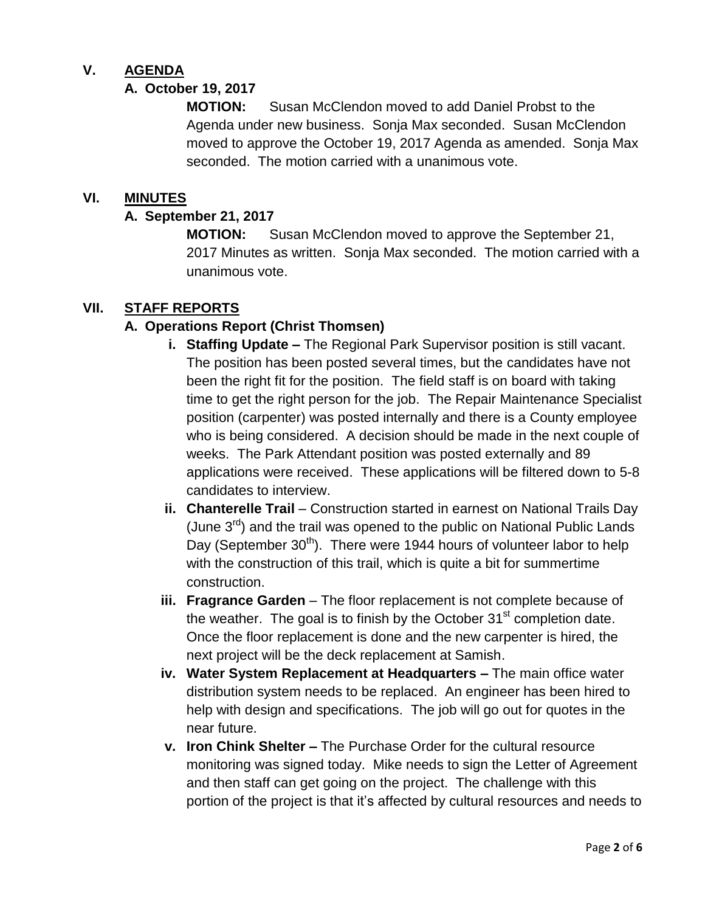## V. AGENDA

### A. October 19, 2017

**MOTION:** Susan McClendon moved to add Daniel Probst to the Agenda under new business. Sonja Max seconded. Susan McClendon moved to approve the October 19, 2017 Agenda as amended. Sonja Max seconded. The motion carried with a unanimous vote.

## VI. MINUTES

### A. September 21, 2017

**MOTION:** Susan McClendon moved to approve the September 21, 2017 Minutes as written. Sonja Max seconded. The motion carried with a unanimous vote.

## VII. STAFF REPORTS

### A. Operations Report (Christ Thomsen)

i. **Staffing Update –** The Regional Park Supervisor position is still vacant. The position has been posted several times, but the candidates have not been the right fit for the position. The field staff is on board with taking time to get the right person for the job. The Repair Maintenance Specialist position (carpenter) was posted internally and there is a County employee who is being considered. A decision should be made in the next couple of weeks. The Park Attendant position was posted externally and 89 applications were received. These applications will be filtered down to 5-8 candidates to interview.

ii. **Chanterelle Trail** – Construction started in earnest on National Trails Day (June 3rd) and the trail was opened to the public on National Public Lands Day (September 30th). There were 1944 hours of volunteer labor to help with the construction of this trail, which is quite a bit for summertime construction.

iii. **Fragrance Garden** – The floor replacement is not complete because of the weather. The goal is to finish by the October 31st completion date. Once the floor replacement is done and the new carpenter is hired, the next project will be the deck replacement at Samish.

iv. **Water System Replacement at Headquarters –** The main office water distribution system needs to be replaced. An engineer has been hired to help with design and specifications. The job will go out for quotes in the near future.

v. **Iron Chink Shelter –** The Purchase Order for the cultural resource monitoring was signed today. Mike needs to sign the Letter of Agreement and then staff can get going on the project. The challenge with this portion of the project is that it's affected by cultural resources and needs to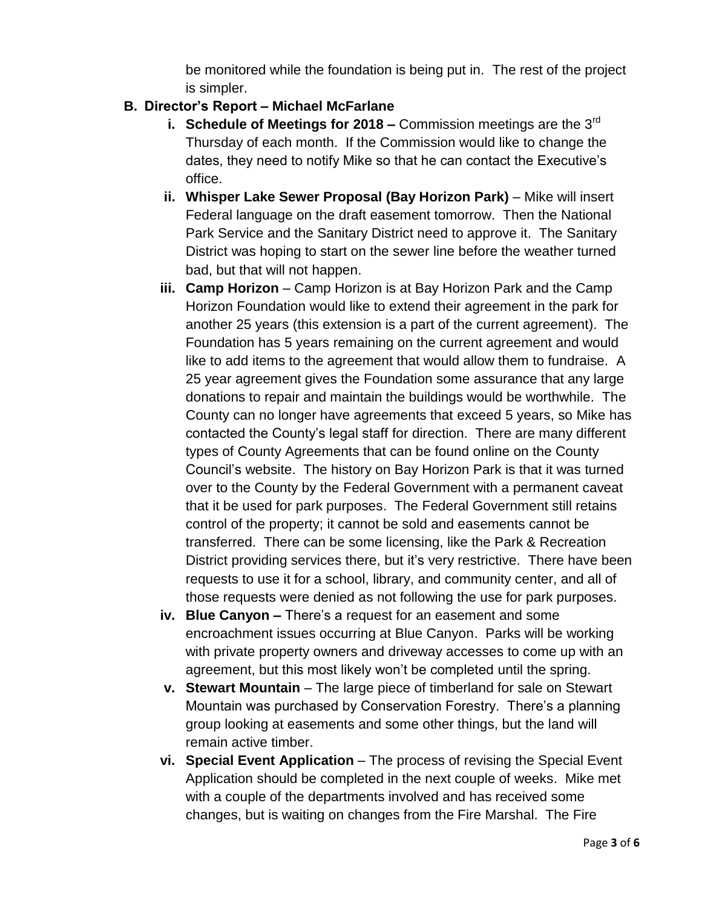be monitored while the foundation is being put in. The rest of the project is simpler.

**B. Director's Report – Michael McFarlane**

- **i. Schedule of Meetings for 2018 –** Commission meetings are the 3rd Thursday of each month. If the Commission would like to change the dates, they need to notify Mike so that he can contact the Executive's office.
- **ii. Whisper Lake Sewer Proposal (Bay Horizon Park)** – Mike will insert Federal language on the draft easement tomorrow. Then the National Park Service and the Sanitary District need to approve it. The Sanitary District was hoping to start on the sewer line before the weather turned bad, but that will not happen.
- **iii. Camp Horizon** – Camp Horizon is at Bay Horizon Park and the Camp Horizon Foundation would like to extend their agreement in the park for another 25 years (this extension is a part of the current agreement). The Foundation has 5 years remaining on the current agreement and would like to add items to the agreement that would allow them to fundraise. A 25 year agreement gives the Foundation some assurance that any large donations to repair and maintain the buildings would be worthwhile. The County can no longer have agreements that exceed 5 years, so Mike has contacted the County's legal staff for direction. There are many different types of County Agreements that can be found online on the County Council's website. The history on Bay Horizon Park is that it was turned over to the County by the Federal Government with a permanent caveat that it be used for park purposes. The Federal Government still retains control of the property; it cannot be sold and easements cannot be transferred. There can be some licensing, like the Park & Recreation District providing services there, but it's very restrictive. There have been requests to use it for a school, library, and community center, and all of those requests were denied as not following the use for park purposes.
- **iv. Blue Canyon –** There's a request for an easement and some encroachment issues occurring at Blue Canyon. Parks will be working with private property owners and driveway accesses to come up with an agreement, but this most likely won't be completed until the spring.
- **v. Stewart Mountain** – The large piece of timberland for sale on Stewart Mountain was purchased by Conservation Forestry. There's a planning group looking at easements and some other things, but the land will remain active timber.
- **vi. Special Event Application** – The process of revising the Special Event Application should be completed in the next couple of weeks. Mike met with a couple of the departments involved and has received some changes, but is waiting on changes from the Fire Marshal. The Fire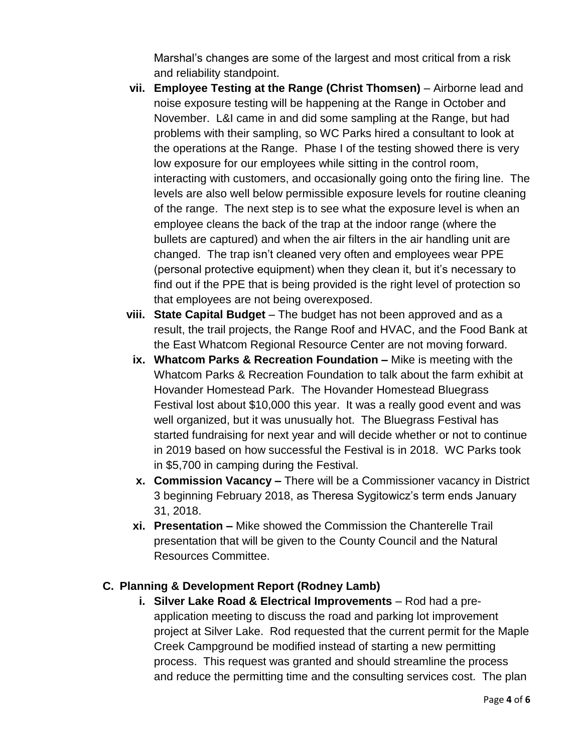Marshal's changes are some of the largest and most critical from a risk and reliability standpoint.

- vii. **Employee Testing at the Range (Christ Thomsen)** – Airborne lead and noise exposure testing will be happening at the Range in October and November. L&I came in and did some sampling at the Range, but had problems with their sampling, so WC Parks hired a consultant to look at the operations at the Range. Phase I of the testing showed there is very low exposure for our employees while sitting in the control room, interacting with customers, and occasionally going onto the firing line. The levels are also well below permissible exposure levels for routine cleaning of the range. The next step is to see what the exposure level is when an employee cleans the back of the trap at the indoor range (where the bullets are captured) and when the air filters in the air handling unit are changed. The trap isn't cleaned very often and employees wear PPE (personal protective equipment) when they clean it, but it's necessary to find out if the PPE that is being provided is the right level of protection so that employees are not being overexposed.
- viii. **State Capital Budget** – The budget has not been approved and as a result, the trail projects, the Range Roof and HVAC, and the Food Bank at the East Whatcom Regional Resource Center are not moving forward.
- ix. **Whatcom Parks & Recreation Foundation –** Mike is meeting with the Whatcom Parks & Recreation Foundation to talk about the farm exhibit at Hovander Homestead Park. The Hovander Homestead Bluegrass Festival lost about $10,000 this year. It was a really good event and was well organized, but it was unusually hot. The Bluegrass Festival has started fundraising for next year and will decide whether or not to continue in 2019 based on how successful the Festival is in 2018. WC Parks took in $5,700 in camping during the Festival.
- x. **Commission Vacancy –** There will be a Commissioner vacancy in District 3 beginning February 2018, as Theresa Sygitowicz's term ends January 31, 2018.
- xi. **Presentation –** Mike showed the Commission the Chanterelle Trail presentation that will be given to the County Council and the Natural Resources Committee.

### C. Planning & Development Report (Rodney Lamb)

- i. **Silver Lake Road & Electrical Improvements** – Rod had a pre-application meeting to discuss the road and parking lot improvement project at Silver Lake. Rod requested that the current permit for the Maple Creek Campground be modified instead of starting a new permitting process. This request was granted and should streamline the process and reduce the permitting time and the consulting services cost. The plan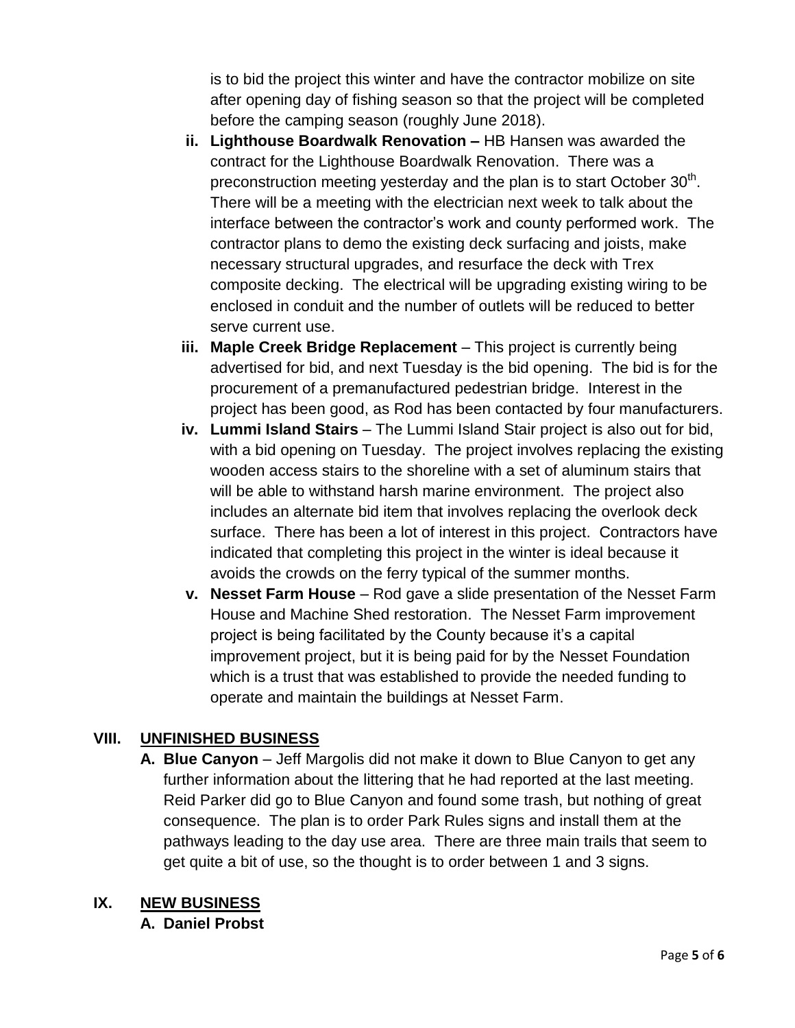is to bid the project this winter and have the contractor mobilize on site after opening day of fishing season so that the project will be completed before the camping season (roughly June 2018).

ii. **Lighthouse Boardwalk Renovation –** HB Hansen was awarded the contract for the Lighthouse Boardwalk Renovation. There was a preconstruction meeting yesterday and the plan is to start October 30th. There will be a meeting with the electrician next week to talk about the interface between the contractor's work and county performed work. The contractor plans to demo the existing deck surfacing and joists, make necessary structural upgrades, and resurface the deck with Trex composite decking. The electrical will be upgrading existing wiring to be enclosed in conduit and the number of outlets will be reduced to better serve current use.

iii. **Maple Creek Bridge Replacement** – This project is currently being advertised for bid, and next Tuesday is the bid opening. The bid is for the procurement of a premanufactured pedestrian bridge. Interest in the project has been good, as Rod has been contacted by four manufacturers.

iv. **Lummi Island Stairs** – The Lummi Island Stair project is also out for bid, with a bid opening on Tuesday. The project involves replacing the existing wooden access stairs to the shoreline with a set of aluminum stairs that will be able to withstand harsh marine environment. The project also includes an alternate bid item that involves replacing the overlook deck surface. There has been a lot of interest in this project. Contractors have indicated that completing this project in the winter is ideal because it avoids the crowds on the ferry typical of the summer months.

v. **Nesset Farm House** – Rod gave a slide presentation of the Nesset Farm House and Machine Shed restoration. The Nesset Farm improvement project is being facilitated by the County because it's a capital improvement project, but it is being paid for by the Nesset Foundation which is a trust that was established to provide the needed funding to operate and maintain the buildings at Nesset Farm.

## VIII. UNFINISHED BUSINESS

**A. Blue Canyon** – Jeff Margolis did not make it down to Blue Canyon to get any further information about the littering that he had reported at the last meeting. Reid Parker did go to Blue Canyon and found some trash, but nothing of great consequence. The plan is to order Park Rules signs and install them at the pathways leading to the day use area. There are three main trails that seem to get quite a bit of use, so the thought is to order between 1 and 3 signs.

## IX. NEW BUSINESS

**A. Daniel Probst**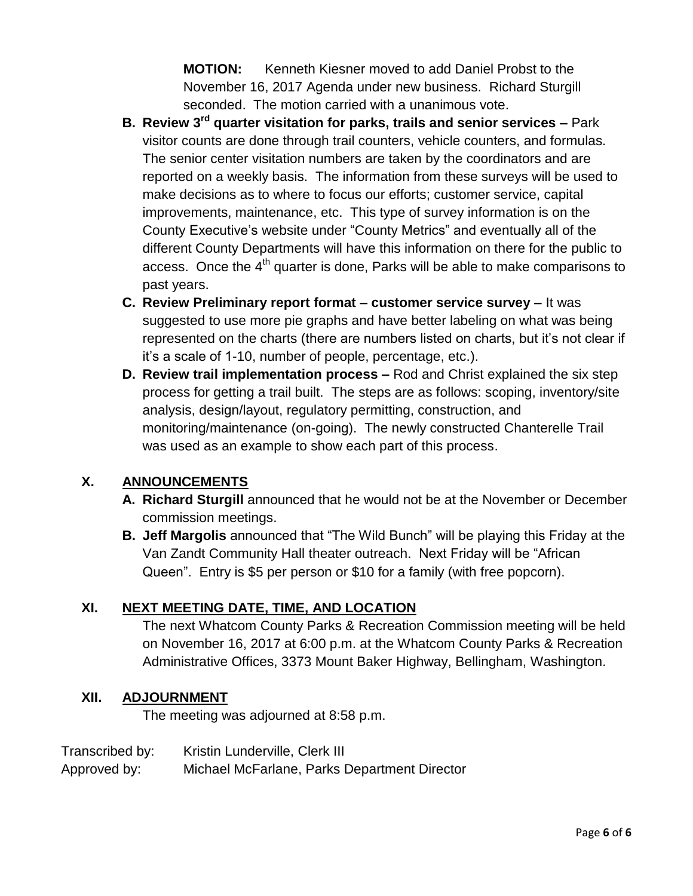**MOTION:** Kenneth Kiesner moved to add Daniel Probst to the November 16, 2017 Agenda under new business. Richard Sturgill seconded. The motion carried with a unanimous vote.

**B. Review 3rd quarter visitation for parks, trails and senior services –** Park visitor counts are done through trail counters, vehicle counters, and formulas. The senior center visitation numbers are taken by the coordinators and are reported on a weekly basis. The information from these surveys will be used to make decisions as to where to focus our efforts; customer service, capital improvements, maintenance, etc. This type of survey information is on the County Executive's website under "County Metrics" and eventually all of the different County Departments will have this information on there for the public to access. Once the 4th quarter is done, Parks will be able to make comparisons to past years.

**C. Review Preliminary report format – customer service survey –** It was suggested to use more pie graphs and have better labeling on what was being represented on the charts (there are numbers listed on charts, but it's not clear if it's a scale of 1-10, number of people, percentage, etc.).

**D. Review trail implementation process –** Rod and Christ explained the six step process for getting a trail built. The steps are as follows: scoping, inventory/site analysis, design/layout, regulatory permitting, construction, and monitoring/maintenance (on-going). The newly constructed Chanterelle Trail was used as an example to show each part of this process.

## X. ANNOUNCEMENTS

**A. Richard Sturgill** announced that he would not be at the November or December commission meetings.

**B. Jeff Margolis** announced that "The Wild Bunch" will be playing this Friday at the Van Zandt Community Hall theater outreach. Next Friday will be "African Queen". Entry is $5 per person or $10 for a family (with free popcorn).

## XI. NEXT MEETING DATE, TIME, AND LOCATION

The next Whatcom County Parks & Recreation Commission meeting will be held on November 16, 2017 at 6:00 p.m. at the Whatcom County Parks & Recreation Administrative Offices, 3373 Mount Baker Highway, Bellingham, Washington.

## XII. ADJOURNMENT

The meeting was adjourned at 8:58 p.m.

Transcribed by: Kristin Lunderville, Clerk III
Approved by: Michael McFarlane, Parks Department Director